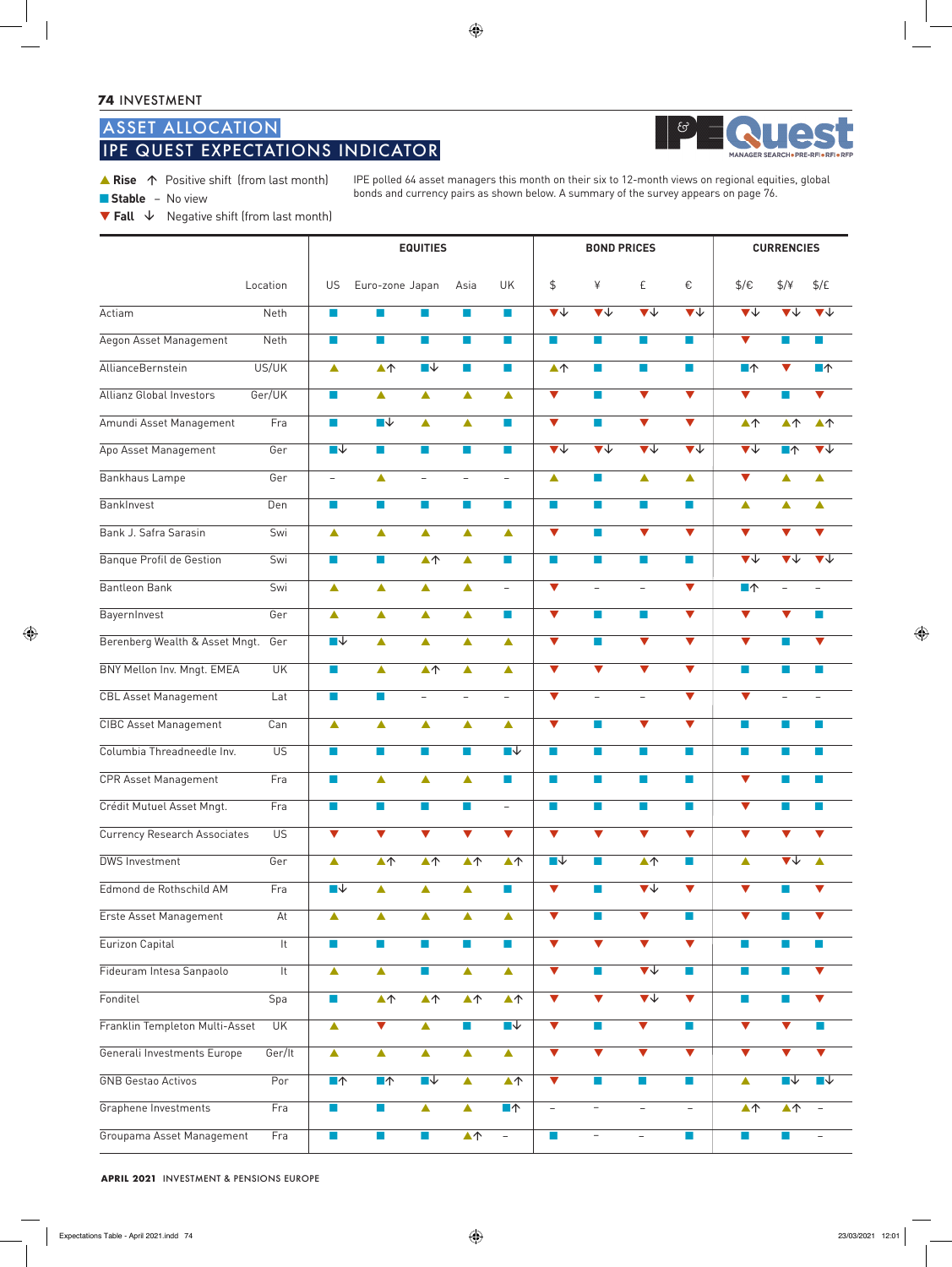## ASSET ALLOCATION
## IPE QUEST EXPECTATIONS INDICATOR

▲ **Rise** ↑ Positive shift (from last month)
■ **Stable** – No view
▼ **Fall** ↓ Negative shift (from last month)

IPE polled 64 asset managers this month on their six to 12-month views on regional equities, global bonds and currency pairs as shown below. A summary of the survey appears on page 76.

| | | EQUITIES | | | | | BOND PRICES | | | | CURRENCIES | | |
|---|---|---|---|---|---|---|---|---|---|---|---|---|---|
| | Location | US | Euro-zone | Japan | Asia | UK | $ | ¥ | £ | € | $/€ | $/¥ | $/£ |
| Actiam | Neth | ■ | ■ | ■ | ■ | ■ | ▼↓ | ▼↓ | ▼↓ | ▼↓ | ▼↓ | ▼↓ | ▼↓ |
| Aegon Asset Management | Neth | ■ | ■ | ■ | ■ | ■ | ■ | ■ | ■ | ■ | ▼ | ■ | ■ |
| AllianceBernstein | US/UK | ▲ | ▲↑ | ■↓ | ■ | ■ | ▲↑ | ■ | ■ | ■ | ■↑ | ▼ | ■↑ |
| Allianz Global Investors | Ger/UK | ■ | ▲ | ▲ | ▲ | ▲ | ▼ | ■ | ▼ | ▼ | ▼ | ■ | ▼ |
| Amundi Asset Management | Fra | ■ | ■↓ | ▲ | ▲ | ■ | ▼ | ■ | ▼ | ▼ | ▲↑ | ▲↑ | ▲↑ |
| Apo Asset Management | Ger | ■↓ | ■ | ■ | ■ | ■ | ▼↓ | ▼↓ | ▼↓ | ▼↓ | ▼↓ | ■↑ | ▼↓ |
| Bankhaus Lampe | Ger | – | ▲ | – | – | – | ▲ | ■ | ▲ | ▲ | ▼ | ▲ | ▲ |
| BankInvest | Den | ■ | ■ | ■ | ■ | ■ | ■ | ■ | ■ | ■ | ▲ | ▲ | ▲ |
| Bank J. Safra Sarasin | Swi | ▲ | ▲ | ▲ | ▲ | ▲ | ▼ | ■ | ▼ | ▼ | ▼ | ▼ | ▼ |
| Banque Profil de Gestion | Swi | ■ | ■ | ▲↑ | ▲ | ■ | ■ | ■ | ■ | ■ | ▼↓ | ▼↓ | ▼↓ |
| Bantleon Bank | Swi | ▲ | ▲ | ▲ | ▲ | – | ▼ | – | – | ▼ | ■↑ | – | – |
| BayernInvest | Ger | ▲ | ▲ | ▲ | ▲ | ■ | ▼ | ■ | ■ | ▼ | ▼ | ▼ | ■ |
| Berenberg Wealth & Asset Mngt. | Ger | ■↓ | ▲ | ▲ | ▲ | ▲ | ▼ | ■ | ▼ | ▼ | ▼ | ■ | ▼ |
| BNY Mellon Inv. Mngt. EMEA | UK | ■ | ▲ | ▲↑ | ▲ | ▲ | ▼ | ▼ | ▼ | ▼ | ■ | ■ | ■ |
| CBL Asset Management | Lat | ■ | ■ | – | – | – | ▼ | – | – | ▼ | ▼ | – | – |
| CIBC Asset Management | Can | ▲ | ▲ | ▲ | ▲ | ▲ | ▼ | ■ | ▼ | ▼ | ■ | ■ | ■ |
| Columbia Threadneedle Inv. | US | ■ | ■ | ■ | ■ | ■↓ | ■ | ■ | ■ | ■ | ■ | ■ | ■ |
| CPR Asset Management | Fra | ■ | ▲ | ▲ | ▲ | ■ | ■ | ■ | ■ | ■ | ▼ | ■ | ■ |
| Crédit Mutuel Asset Mngt. | Fra | ■ | ■ | ■ | ■ | – | ■ | ■ | ■ | ■ | ▼ | ■ | ■ |
| Currency Research Associates | US | ▼ | ▼ | ▼ | ▼ | ▼ | ▼ | ▼ | ▼ | ▼ | ▼ | ▼ | ▼ |
| DWS Investment | Ger | ▲ | ▲↑ | ▲↑ | ▲↑ | ▲↑ | ■↓ | ■ | ▲↑ | ■ | ▲ | ▼↓ | ▲ |
| Edmond de Rothschild AM | Fra | ■↓ | ▲ | ▲ | ▲ | ■ | ▼ | ■ | ▼↓ | ▼ | ▼ | ■ | ▼ |
| Erste Asset Management | At | ▲ | ▲ | ▲ | ▲ | ▲ | ▼ | ■ | ▼ | ■ | ▼ | ■ | ▼ |
| Eurizon Capital | It | ■ | ■ | ■ | ■ | ■ | ▼ | ▼ | ▼ | ▼ | ■ | ■ | ■ |
| Fideuram Intesa Sanpaolo | It | ▲ | ▲ | ■ | ▲ | ▲ | ▼ | ■ | ▼↓ | ■ | ■ | ■ | ▼ |
| Fonditel | Spa | ■ | ▲↑ | ▲↑ | ▲↑ | ▲↑ | ▼ | ▼ | ▼↓ | ▼ | ■ | ■ | ▼ |
| Franklin Templeton Multi-Asset | UK | ▲ | ▼ | ▲ | ■ | ■↓ | ▼ | ■ | ▼ | ■ | ▼ | ▼ | ■ |
| Generali Investments Europe | Ger/It | ▲ | ▲ | ▲ | ▲ | ▲ | ▼ | ▼ | ▼ | ▼ | ▼ | ▼ | ▼ |
| GNB Gestao Activos | Por | ■↑ | ■↑ | ■↓ | ▲ | ▲↑ | ▼ | ■ | ■ | ■ | ▲ | ■↓ | ■↓ |
| Graphene Investments | Fra | ■ | ■ | ▲ | ▲ | ■↑ | – | – | – | – | ▲↑ | ▲↑ | – |
| Groupama Asset Management | Fra | ■ | ■ | ■ | ▲↑ | – | ■ | – | – | ■ | ■ | ■ | – |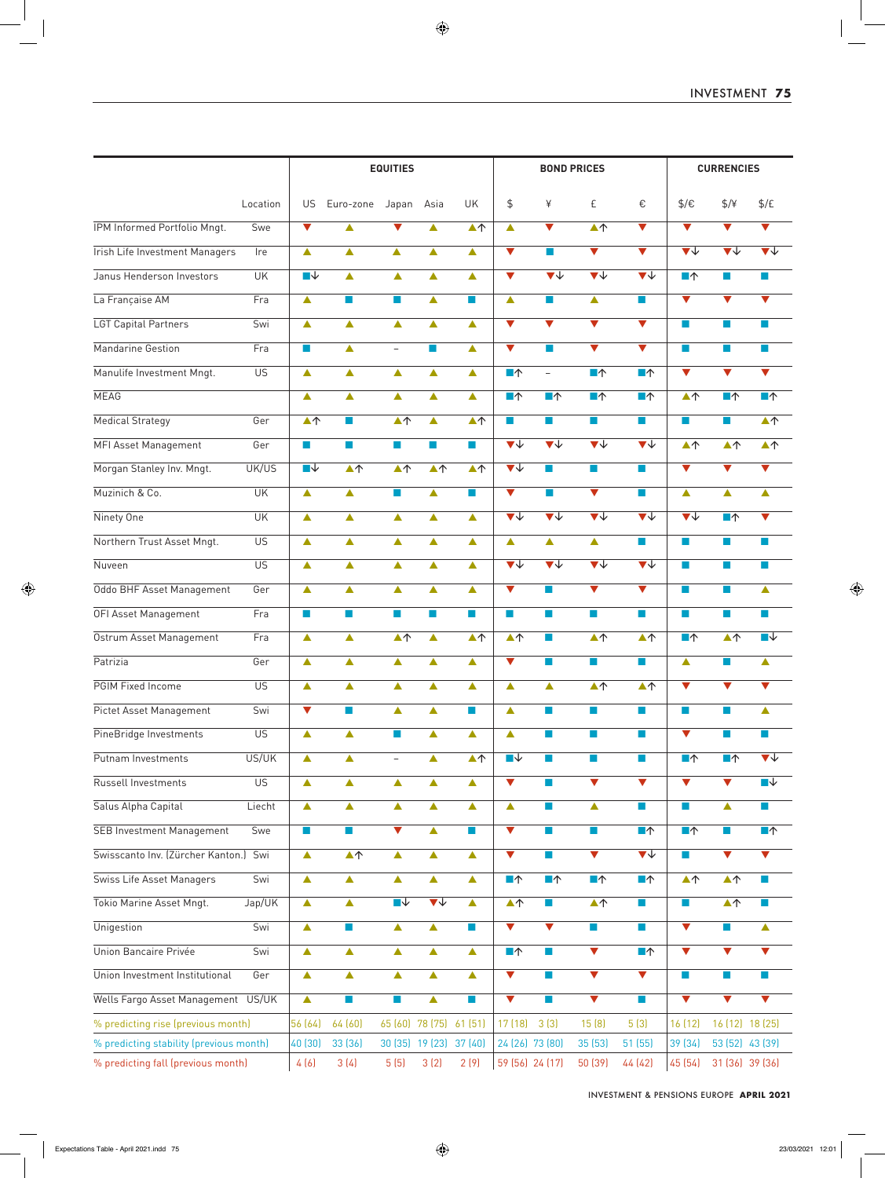| | Location | EQUITIES | | | | | BOND PRICES | | | | CURRENCIES | | |
|---|---|---|---|---|---|---|---|---|---|---|---|---|---|
| | | US | Euro-zone | Japan | Asia | UK | $ | ¥ | £ | € | $/€ | $/¥ | $/£ |
| IPM Informed Portfolio Mngt. | Swe | ▼ | ▲ | ▼ | ▲ | ▲↑ | ▲ | ▼ | ▲↑ | ▼ | ▼ | ▼ | ▼ |
| Irish Life Investment Managers | Ire | ▲ | ▲ | ▲ | ▲ | ▲ | ▼ | ■ | ▼ | ▼ | ▼↓ | ▼↓ | ▼↓ |
| Janus Henderson Investors | UK | ■↓ | ▲ | ▲ | ▲ | ▲ | ▼ | ▼↓ | ▼↓ | ▼↓ | ■↑ | ■ | ■ |
| La Française AM | Fra | ▲ | ■ | ■ | ▲ | ■ | ▲ | ■ | ▲ | ■ | ▼ | ▼ | ▼ |
| LGT Capital Partners | Swi | ▲ | ▲ | ▲ | ▲ | ▲ | ▼ | ▼ | ▼ | ▼ | ■ | ■ | ■ |
| Mandarine Gestion | Fra | ■ | ▲ | – | ■ | ▲ | ▼ | ■ | ▼ | ▼ | ■ | ■ | ■ |
| Manulife Investment Mngt. | US | ▲ | ▲ | ▲ | ▲ | ▲ | ■↑ | – | ■↑ | ■↑ | ▼ | ▼ | ▼ |
| MEAG | | ▲ | ▲ | ▲ | ▲ | ▲ | ■↑ | ■↑ | ■↑ | ■↑ | ▲↑ | ■↑ | ■↑ |
| Medical Strategy | Ger | ▲↑ | ■ | ▲↑ | ▲ | ▲↑ | ■ | ■ | ■ | ■ | ■ | ■ | ▲↑ |
| MFI Asset Management | Ger | ■ | ■ | ■ | ■ | ■ | ▼↓ | ▼↓ | ▼↓ | ▼↓ | ▲↑ | ▲↑ | ▲↑ |
| Morgan Stanley Inv. Mngt. | UK/US | ■↓ | ▲↑ | ▲↑ | ▲↑ | ▲↑ | ▼↓ | ■ | ■ | ■ | ▼ | ▼ | ▼ |
| Muzinich & Co. | UK | ▲ | ▲ | ■ | ▲ | ■ | ▼ | ■ | ▼ | ■ | ▲ | ▲ | ▲ |
| Ninety One | UK | ▲ | ▲ | ▲ | ▲ | ▲ | ▼↓ | ▼↓ | ▼↓ | ▼↓ | ▼↓ | ■↑ | ▼ |
| Northern Trust Asset Mngt. | US | ▲ | ▲ | ▲ | ▲ | ▲ | ▲ | ▲ | ▲ | ■ | ■ | ■ | ■ |
| Nuveen | US | ▲ | ▲ | ▲ | ▲ | ▲ | ▼↓ | ▼↓ | ▼↓ | ▼↓ | ■ | ■ | ■ |
| Oddo BHF Asset Management | Ger | ▲ | ▲ | ▲ | ▲ | ▲ | ▼ | ■ | ▼ | ▼ | ■ | ■ | ▲ |
| OFI Asset Management | Fra | ■ | ■ | ■ | ■ | ■ | ■ | ■ | ■ | ■ | ■ | ■ | ■ |
| Ostrum Asset Management | Fra | ▲ | ▲ | ▲↑ | ▲ | ▲↑ | ▲↑ | ■ | ▲↑ | ▲↑ | ■↑ | ▲↑ | ■↓ |
| Patrizia | Ger | ▲ | ▲ | ▲ | ▲ | ▲ | ▼ | ■ | ■ | ■ | ▲ | ■ | ▲ |
| PGIM Fixed Income | US | ▲ | ▲ | ▲ | ▲ | ▲ | ▲ | ▲ | ▲↑ | ▲↑ | ▼ | ▼ | ▼ |
| Pictet Asset Management | Swi | ▼ | ■ | ▲ | ▲ | ■ | ▲ | ■ | ■ | ■ | ■ | ■ | ▲ |
| PineBridge Investments | US | ▲ | ▲ | ■ | ▲ | ▲ | ▲ | ■ | ■ | ■ | ▼ | ■ | ■ |
| Putnam Investments | US/UK | ▲ | ▲ | – | ▲ | ▲↑ | ■↓ | ■ | ■ | ■ | ■↑ | ■↑ | ▼↓ |
| Russell Investments | US | ▲ | ▲ | ▲ | ▲ | ▲ | ▼ | ■ | ▼ | ▼ | ▼ | ▼ | ■↓ |
| Salus Alpha Capital | Liecht | ▲ | ▲ | ▲ | ▲ | ▲ | ▲ | ■ | ▲ | ■ | ■ | ▲ | ■ |
| SEB Investment Management | Swe | ■ | ■ | ▼ | ▲ | ■ | ▼ | ■ | ■ | ■↑ | ■↑ | ■ | ■↑ |
| Swisscanto Inv. (Zürcher Kanton.) | Swi | ▲ | ▲↑ | ▲ | ▲ | ▲ | ▼ | ■ | ▼ | ▼↓ | ■ | ▼ | ▼ |
| Swiss Life Asset Managers | Swi | ▲ | ▲ | ▲ | ▲ | ▲ | ■↑ | ■↑ | ■↑ | ■↑ | ▲↑ | ▲↑ | ■ |
| Tokio Marine Asset Mngt. | Jap/UK | ▲ | ▲ | ■↓ | ▼↓ | ▲ | ▲↑ | ■ | ▲↑ | ■ | ■ | ▲↑ | ■ |
| Unigestion | Swi | ▲ | ■ | ▲ | ▲ | ■ | ▼ | ▼ | ■ | ■ | ▼ | ■ | ▲ |
| Union Bancaire Privée | Swi | ▲ | ▲ | ▲ | ▲ | ▲ | ■↑ | ■ | ▼ | ■↑ | ▼ | ▼ | ▼ |
| Union Investment Institutional | Ger | ▲ | ▲ | ▲ | ▲ | ▲ | ▼ | ■ | ▼ | ▼ | ■ | ■ | ■ |
| Wells Fargo Asset Management | US/UK | ▲ | ■ | ■ | ▲ | ■ | ▼ | ■ | ▼ | ■ | ▼ | ▼ | ▼ |
| % predicting rise (previous month) | | 56 (64) | 64 (60) | 65 (60) | 78 (75) | 61 (51) | 17 (18) | 3 (3) | 15 (8) | 5 (3) | 16 (12) | 16 (12) | 18 (25) |
| % predicting stability (previous month) | | 40 (30) | 33 (36) | 30 (35) | 19 (23) | 37 (40) | 24 (26) | 73 (80) | 35 (53) | 51 (55) | 39 (34) | 53 (52) | 43 (39) |
| % predicting fall (previous month) | | 4 (6) | 3 (4) | 5 (5) | 3 (2) | 2 (9) | 59 (56) | 24 (17) | 50 (39) | 44 (42) | 45 (54) | 31 (36) | 39 (36) |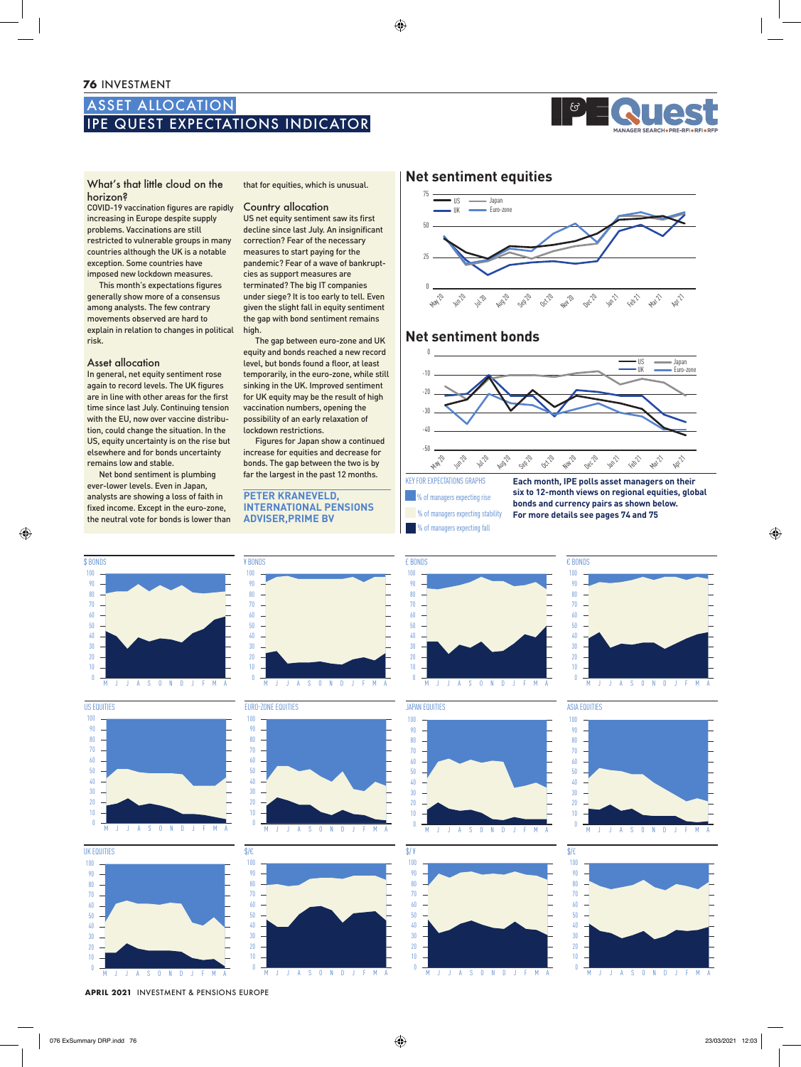# ASSET ALLOCATION
## IPE QUEST EXPECTATIONS INDICATOR

IPE Quest
MANAGER SEARCH • PRE-RFI • RFI • RFP

### What's that little cloud on the horizon?

COVID-19 vaccination figures are rapidly increasing in Europe despite supply problems. Vaccinations are still restricted to vulnerable groups in many countries although the UK is a notable exception. Some countries have imposed new lockdown measures.

This month's expectations figures generally show more of a consensus among analysts. The few contrary movements observed are hard to explain in relation to changes in political risk.

### Asset allocation

In general, net equity sentiment rose again to record levels. The UK figures are in line with other areas for the first time since last July. Continuing tension with the EU, now over vaccine distribution, could change the situation. In the US, equity uncertainty is on the rise but elsewhere and for bonds uncertainty remains low and stable.

Net bond sentiment is plumbing ever-lower levels. Even in Japan, analysts are showing a loss of faith in fixed income. Except in the euro-zone, the neutral vote for bonds is lower than that for equities, which is unusual.

### Country allocation

US net equity sentiment saw its first decline since last July. An insignificant correction? Fear of the necessary measures to start paying for the pandemic? Fear of a wave of bankruptcies as support measures are terminated? The big IT companies under siege? It is too early to tell. Even given the slight fall in equity sentiment the gap with bond sentiment remains high.

The gap between euro-zone and UK equity and bonds reached a new record level, but bonds found a floor, at least temporarily, in the euro-zone, while still sinking in the UK. Improved sentiment for UK equity may be the result of high vaccination numbers, opening the possibility of an early relaxation of lockdown restrictions.

Figures for Japan show a continued increase for equities and decrease for bonds. The gap between the two is by far the largest in the past 12 months.

**PETER KRANEVELD, INTERNATIONAL PENSIONS ADVISER, PRIME BV**

## Net sentiment equities

75
50
25
0
US
UK
Japan
Euro-zone
May 20 Jun 20 Jul 20 Aug 20 Sep 20 Oct 20 Nov 20 Dec 20 Jan 21 Feb 21 Mar 21 Apr 21

## Net sentiment bonds

0
-10
-20
-30
-40
-50
US
UK
Japan
Euro-zone
May 20 Jun 20 Jul 20 Aug 20 Sep 20 Oct 20 Nov 20 Dec 20 Jan 21 Feb 21 Mar 21 Apr 21

KEY FOR EXPECTATIONS GRAPHS
% of managers expecting rise
% of managers expecting stability
% of managers expecting fall

**Each month, IPE polls asset managers on their six to 12-month views on regional equities, global bonds and currency pairs as shown below. For more details see pages 74 and 75**

$ BONDS
¥ BONDS
£ BONDS
€ BONDS
US EQUITIES
EURO-ZONE EQUITIES
JAPAN EQUITIES
ASIA EQUITIES
UK EQUITIES
$/€
$/¥
$/£

100 90 80 70 60 50 40 30 20 10 0
M J J A S O N D J F M A